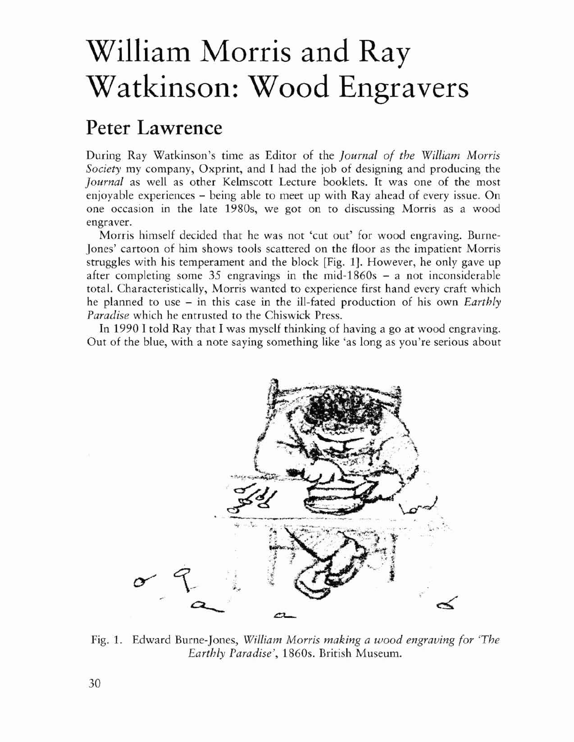# William Morris and Ray Watkinson: Wood Engravers

## Peter Lawrence

During Ray Watkinson's time as Editor of the *Journal of the William Morris Society* my company, Oxprint, and I had the job of designing and producing the *Journal* as well as other Kelmscott Lecture booklets. It was one of the most enjoyable experiences – being able to meet up with Ray ahead of every issue. On one occasion in the late 1980s, we got on to discussing Morris as a wood engraver.

Morris himself decided that he was not 'cut out' for wood engraving. Burne-Jones' cartoon of him shows tools scattered on the floor as the impatient Morris struggles with his temperament and the block [Fig. 1]. However, he only gave up after completing some 35 engravings in the mid-1860s – a not inconsiderable total. Characteristically, Morris wanted to experience first hand every craft which he planned to use – in this case in the ill-fated production of his own *Earthly Paradise* which he entrusted to the Chiswick Press.

In 1990 I told Ray that I was myself thinking of having a go at wood engraving. Out of the blue, with a note saying something like 'as long as you're serious about

Fig. 1. Edward Burne-Jones, *William Morris making a wood engraving for 'The Earthly Paradise'*, 1860s. British Museum.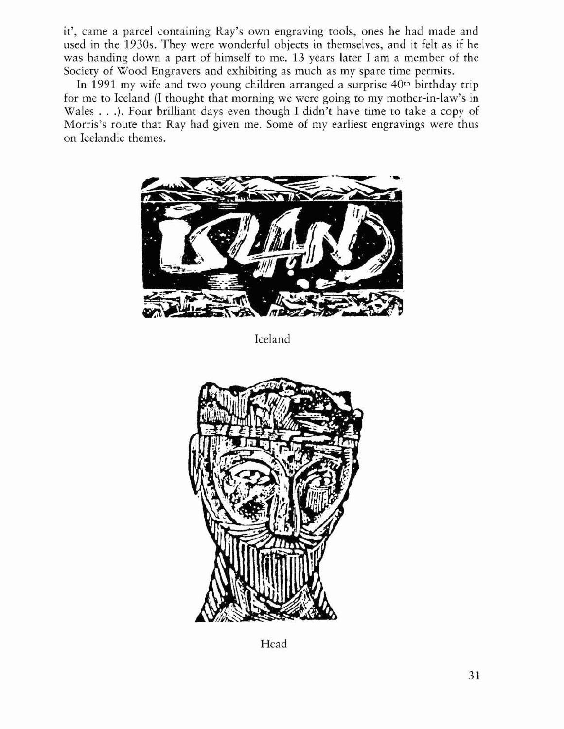it', came a parcel containing Ray's own engraving tools, ones he had made and used in the 1930s. They were wonderful objects in themselves, and it felt as if he was handing down a part of himself to me. 13 years later I am a member of the Society of Wood Engravers and exhibiting as much as my spare time permits.

In 1991 my wife and two young children arranged a surprise 40th birthday trip for me to Iceland (I thought that morning we were going to my mother-in-law's in Wales . . .). Four brilliant days even though I didn't have time to take a copy of Morris's route that Ray had given me. Some of my earliest engravings were thus on Icelandic themes.

Iceland

Head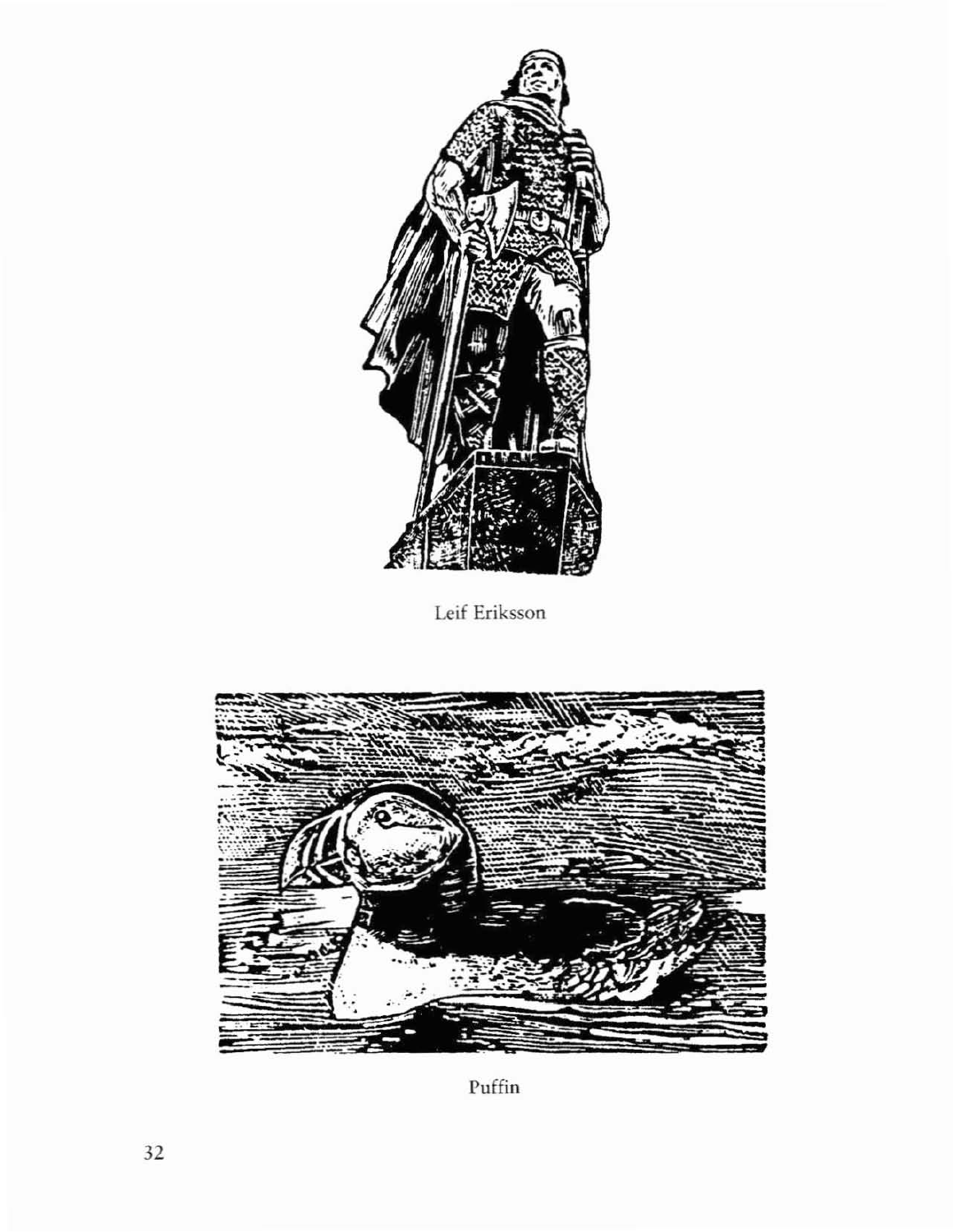Leif Eriksson

Puffin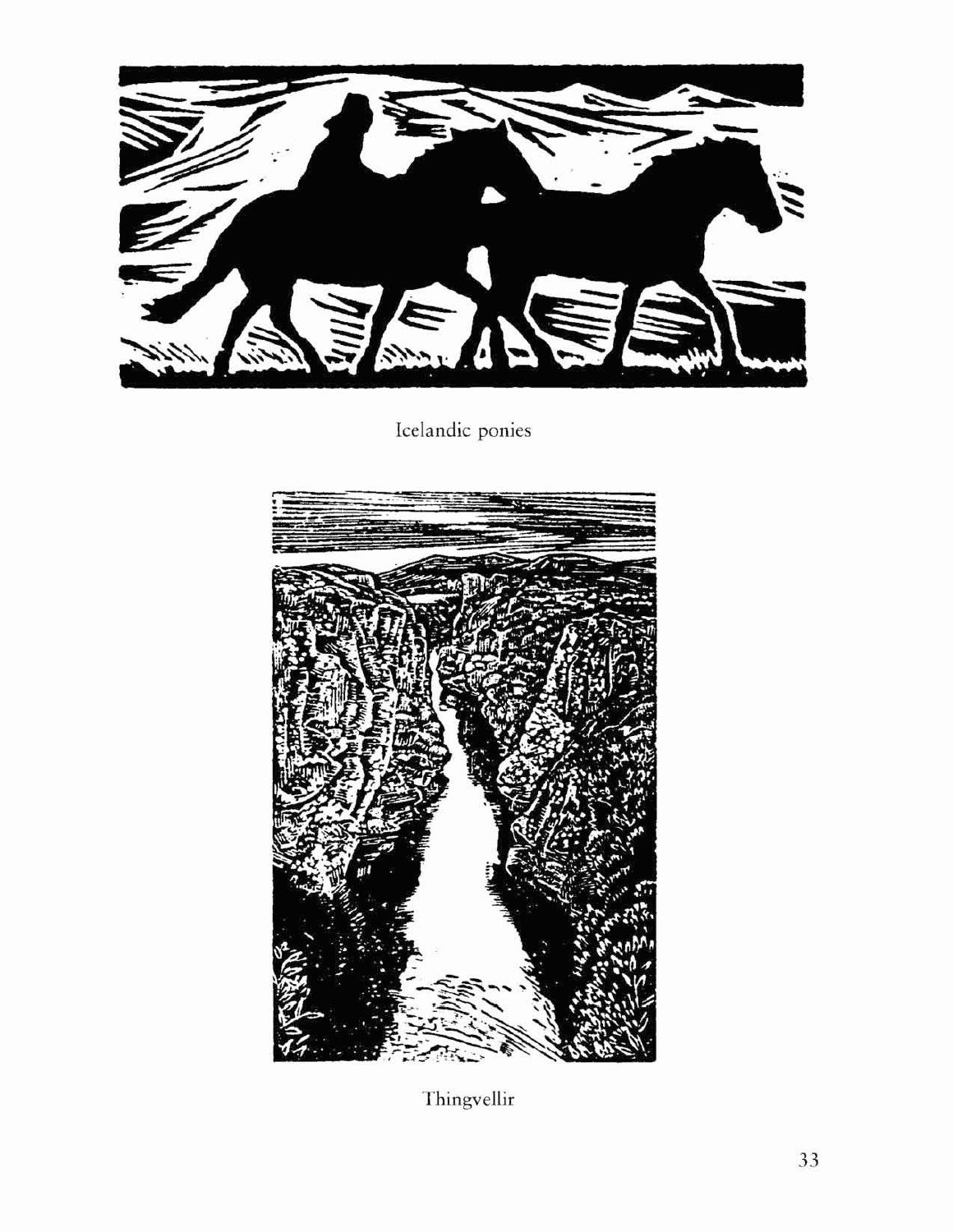Icelandic ponies

Thingvellir